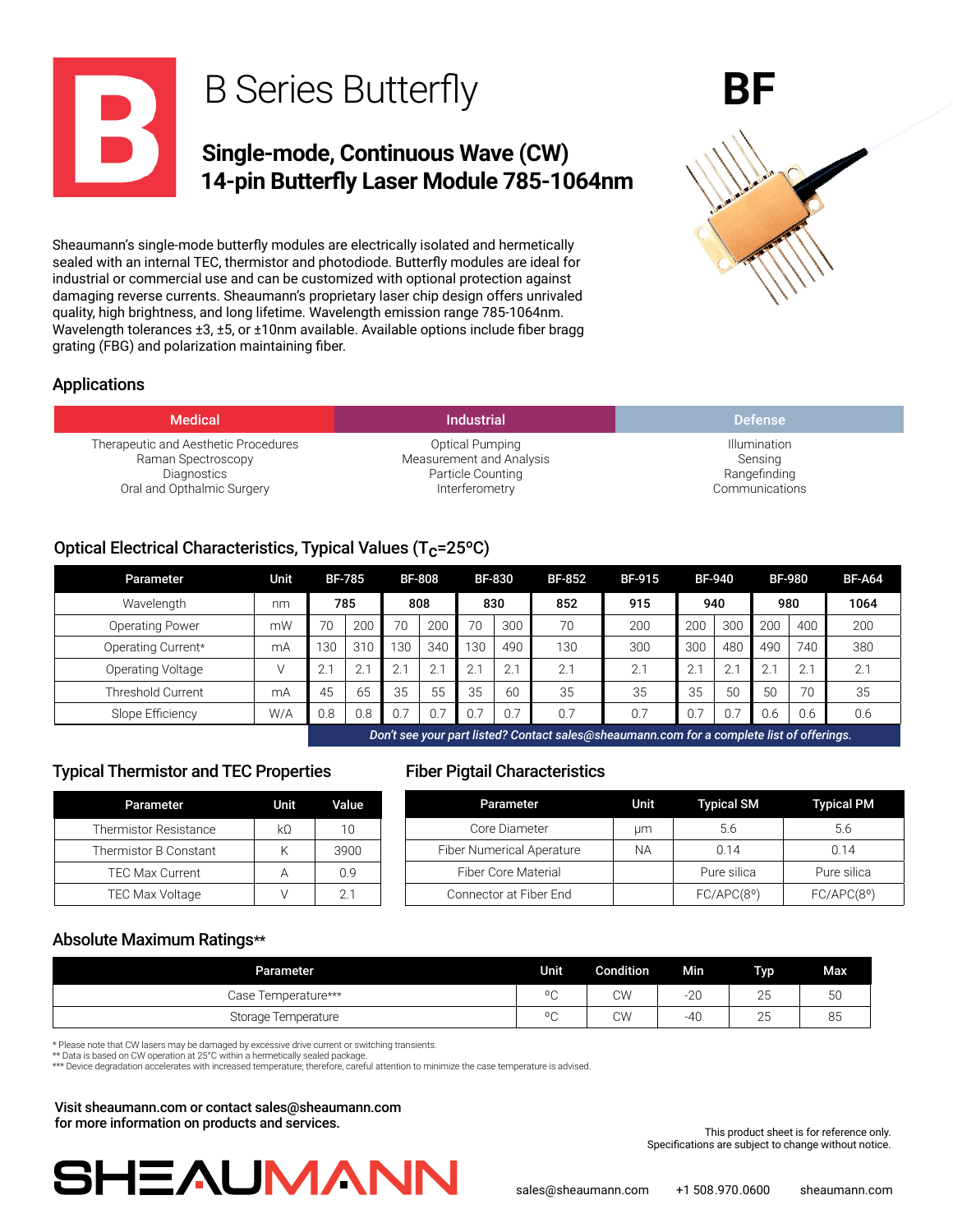# B Series Butterfly

**BF**

## Single-mode, Continuous Wave (CW) 14-pin Butterfly Laser Module 785-1064nm

Sheaumann's single-mode butterfly modules are electrically isolated and hermetically sealed with an internal TEC, thermistor and photodiode. Butterfly modules are ideal for industrial or commercial use and can be customized with optional protection against damaging reverse currents. Sheaumann's proprietary laser chip design offers unrivaled quality, high brightness, and long lifetime. Wavelength emission range 785-1064nm. Wavelength tolerances ±3, ±5, or ±10nm available. Available options include fiber bragg grating (FBG) and polarization maintaining fiber.

### Applications

| Medical | Industrial | Defense |
|---|---|---|
| Therapeutic and Aesthetic Procedures<br>Raman Spectroscopy<br>Diagnostics<br>Oral and Opthalmic Surgery | Optical Pumping<br>Measurement and Analysis<br>Particle Counting<br>Interferometry | Illumination<br>Sensing<br>Rangefinding<br>Communications |

### Optical Electrical Characteristics, Typical Values ($T_C$=25ºC)

| Parameter | Unit | BF-785 | | BF-808 | | BF-830 | | BF-852 | BF-915 | BF-940 | | BF-980 | | BF-A64 |
|---|---|---|---|---|---|---|---|---|---|---|---|---|---|---|
| Wavelength | nm | 785 | | 808 | | 830 | | 852 | 915 | 940 | | 980 | | 1064 |
| Operating Power | mW | 70 | 200 | 70 | 200 | 70 | 300 | 70 | 200 | 200 | 300 | 200 | 400 | 200 |
| Operating Current* | mA | 130 | 310 | 130 | 340 | 130 | 490 | 130 | 300 | 300 | 480 | 490 | 740 | 380 |
| Operating Voltage | V | 2.1 | 2.1 | 2.1 | 2.1 | 2.1 | 2.1 | 2.1 | 2.1 | 2.1 | 2.1 | 2.1 | 2.1 | 2.1 |
| Threshold Current | mA | 45 | 65 | 35 | 55 | 35 | 60 | 35 | 35 | 35 | 50 | 50 | 70 | 35 |
| Slope Efficiency | W/A | 0.8 | 0.8 | 0.7 | 0.7 | 0.7 | 0.7 | 0.7 | 0.7 | 0.7 | 0.7 | 0.6 | 0.6 | 0.6 |

*Don't see your part listed? Contact sales@sheaumann.com for a complete list of offerings.*

### Typical Thermistor and TEC Properties

| Parameter | Unit | Value |
|---|---|---|
| Thermistor Resistance | kΩ | 10 |
| Thermistor B Constant | K | 3900 |
| TEC Max Current | A | 0.9 |
| TEC Max Voltage | V | 2.1 |

### Fiber Pigtail Characteristics

| Parameter | Unit | Typical SM | Typical PM |
|---|---|---|---|
| Core Diameter | µm | 5.6 | 5.6 |
| Fiber Numerical Aperature | NA | 0.14 | 0.14 |
| Fiber Core Material | | Pure silica | Pure silica |
| Connector at Fiber End | | FC/APC(8º) | FC/APC(8º) |

### Absolute Maximum Ratings**

| Parameter | Unit | Condition | Min | Typ | Max |
|---|---|---|---|---|---|
| Case Temperature*** | ºC | CW | -20 | 25 | 50 |
| Storage Temperature | ºC | CW | -40 | 25 | 85 |

\* Please note that CW lasers may be damaged by excessive drive current or switching transients.
** Data is based on CW operation at 25°C within a hermetically sealed package.
*** Device degradation accelerates with increased temperature; therefore, careful attention to minimize the case temperature is advised.

**Visit sheaumann.com or contact sales@sheaumann.com for more information on products and services.**

This product sheet is for reference only. Specifications are subject to change without notice.

SHEAUMANN

sales@sheaumann.com +1 508.970.0600 sheaumann.com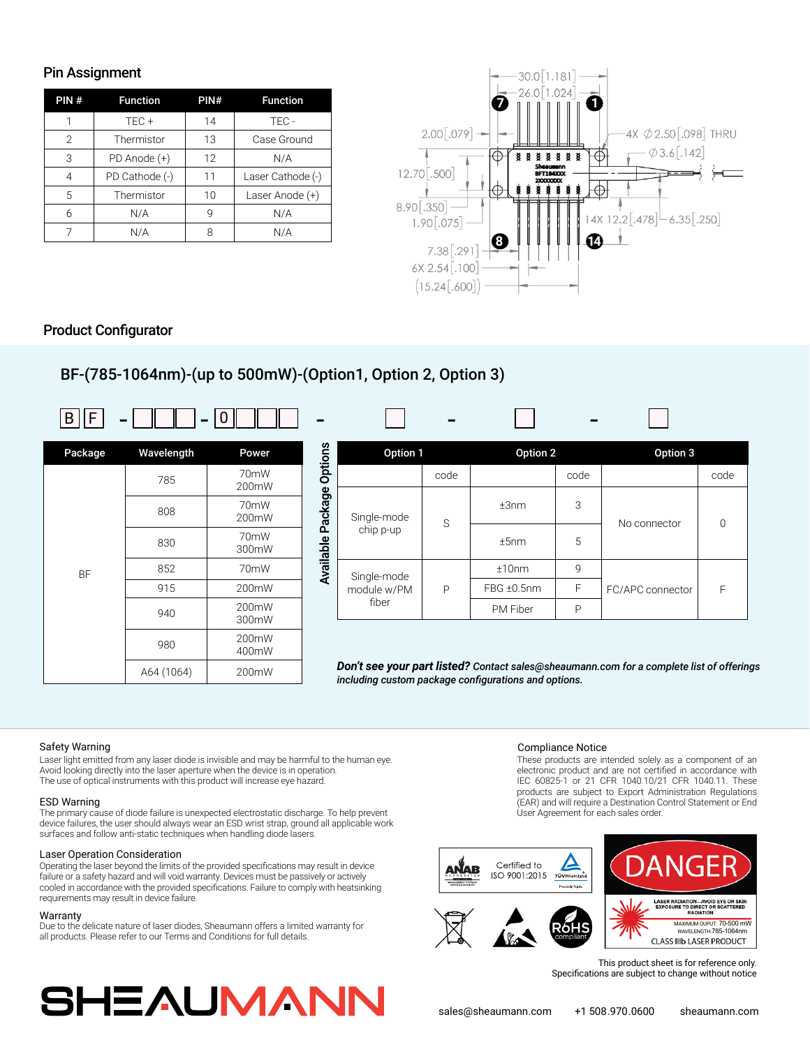## Pin Assignment

| PIN # | Function | PIN# | Function |
|---|---|---|---|
| 1 | TEC + | 14 | TEC - |
| 2 | Thermistor | 13 | Case Ground |
| 3 | PD Anode (+) | 12 | N/A |
| 4 | PD Cathode (-) | 11 | Laser Cathode (-) |
| 5 | Thermistor | 10 | Laser Anode (+) |
| 6 | N/A | 9 | N/A |
| 7 | N/A | 8 | N/A |

30.0[1.181]
26.0[1.024]
7
1
2.00[.079]
4X ∅2.50[.098] THRU
∅3.6[.142]
12.70[.500]
Sheaumann
BFT184XXX
2XXXXXXX
8.90[.350]
1.90[.075]
14X 12.2[.478]
6.35[.250]
8
14
7.38[.291]
6X 2.54[.100]
(15.24[.600])

## Product Configurator

### BF-(785-1064nm)-(up to 500mW)-(Option1, Option 2, Option 3)

B F - □□□ - 0□□□ - □ - □ - □

| Package | Wavelength | Power |
|---|---|---|
| BF | 785 | 70mW 200mW |
| | 808 | 70mW 200mW |
| | 830 | 70mW 300mW |
| | 852 | 70mW |
| | 915 | 200mW |
| | 940 | 200mW 300mW |
| | 980 | 200mW 400mW |
| | A64 (1064) | 200mW |

**Available Package Options**

| Option 1 | code | Option 2 | code | Option 3 | code |
|---|---|---|---|---|---|
| Single-mode chip p-up | S | ±3nm | 3 | No connector | 0 |
| | | ±5nm | 5 | | |
| Single-mode module w/PM fiber | P | ±10nm | 9 | FC/APC connector | F |
| | | FBG ±0.5nm | F | | |
| | | PM Fiber | P | | |

***Don't see your part listed?** Contact sales@sheaumann.com for a complete list of offerings including custom package configurations and options.*

### Safety Warning
Laser light emitted from any laser diode is invisible and may be harmful to the human eye. Avoid looking directly into the laser aperture when the device is in operation.
The use of optical instruments with this product will increase eye hazard.

### ESD Warning
The primary cause of diode failure is unexpected electrostatic discharge. To help prevent device failures, the user should always wear an ESD wrist strap, ground all applicable work surfaces and follow anti-static techniques when handling diode lasers.

### Laser Operation Consideration
Operating the laser beyond the limits of the provided specifications may result in device failure or a safety hazard and will void warranty. Devices must be passively or actively cooled in accordance with the provided specifications. Failure to comply with heatsinking requirements may result in device failure.

### Warranty
Due to the delicate nature of laser diodes, Sheaumann offers a limited warranty for all products. Please refer to our Terms and Conditions for full details.

### Compliance Notice
These products are intended solely as a component of an electronic product and are not certified in accordance with IEC 60825-1 or 21 CFR 1040.10/21 CFR 1040.11. These products are subject to Export Administration Regulations (EAR) and will require a Destination Control Statement or End User Agreement for each sales order.

Certified to ISO 9001:2015

DANGER
LASER RADIATION—AVOID EYE OR SKIN EXPOSURE TO DIRECT OR SCATTERED RADIATION
MAXIMUM OUPUT: 70-500 mW
WAVELENGTH: 785-1064nm
CLASS IIIb LASER PRODUCT

RoHS compliant

This product sheet is for reference only.
Specifications are subject to change without notice

SHEAUMANN

sales@sheaumann.com +1 508.970.0600 sheaumann.com